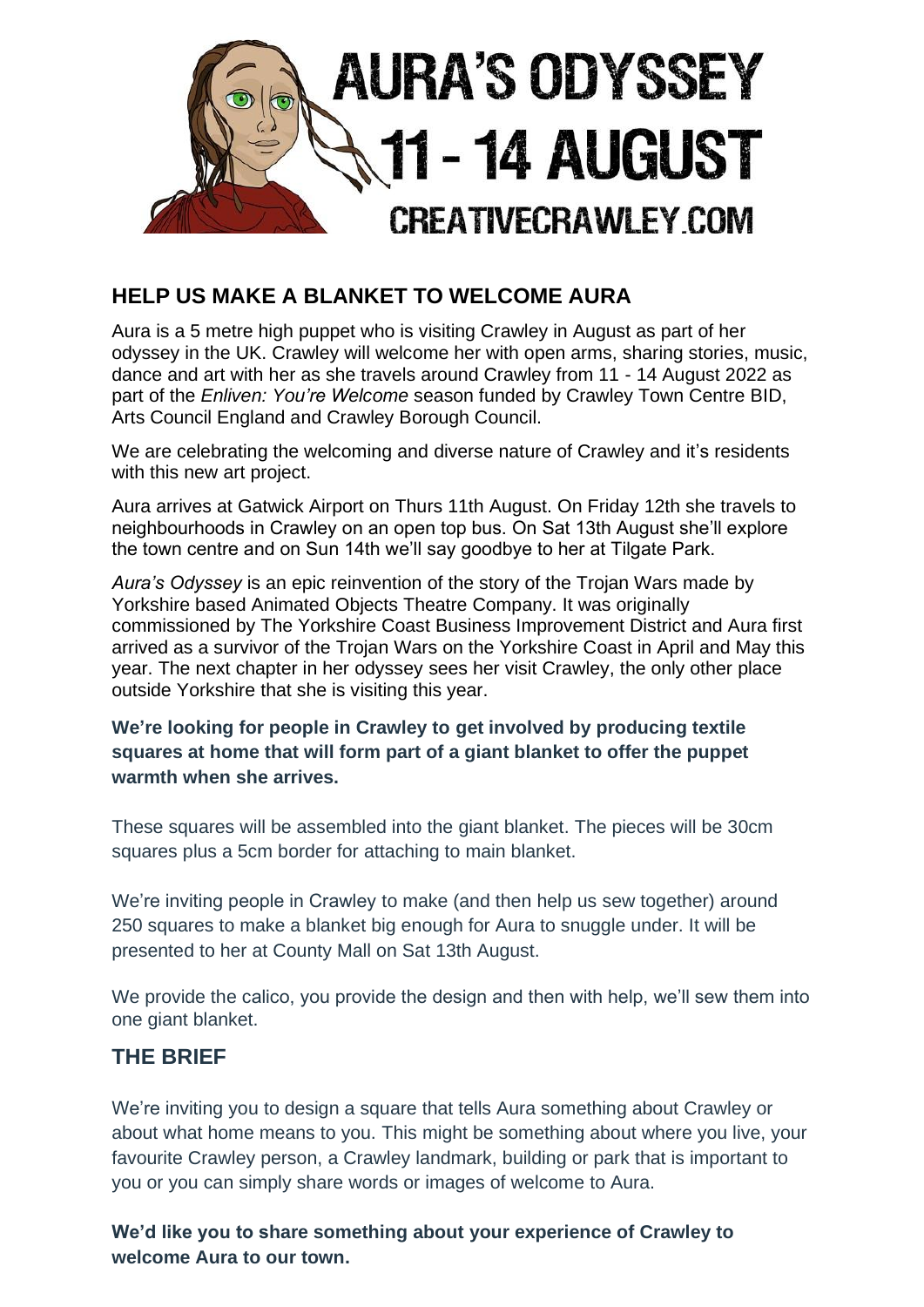# AURA'S ODYSSEY
# 11 - 14 AUGUST
## CREATIVECRAWLEY.COM

## HELP US MAKE A BLANKET TO WELCOME AURA

Aura is a 5 metre high puppet who is visiting Crawley in August as part of her odyssey in the UK. Crawley will welcome her with open arms, sharing stories, music, dance and art with her as she travels around Crawley from 11 - 14 August 2022 as part of the *Enliven: You're Welcome* season funded by Crawley Town Centre BID, Arts Council England and Crawley Borough Council.

We are celebrating the welcoming and diverse nature of Crawley and it's residents with this new art project.

Aura arrives at Gatwick Airport on Thurs 11th August. On Friday 12th she travels to neighbourhoods in Crawley on an open top bus. On Sat 13th August she'll explore the town centre and on Sun 14th we'll say goodbye to her at Tilgate Park.

*Aura's Odyssey* is an epic reinvention of the story of the Trojan Wars made by Yorkshire based Animated Objects Theatre Company. It was originally commissioned by The Yorkshire Coast Business Improvement District and Aura first arrived as a survivor of the Trojan Wars on the Yorkshire Coast in April and May this year. The next chapter in her odyssey sees her visit Crawley, the only other place outside Yorkshire that she is visiting this year.

**We're looking for people in Crawley to get involved by producing textile squares at home that will form part of a giant blanket to offer the puppet warmth when she arrives.**

These squares will be assembled into the giant blanket. The pieces will be 30cm squares plus a 5cm border for attaching to main blanket.

We're inviting people in Crawley to make (and then help us sew together) around 250 squares to make a blanket big enough for Aura to snuggle under. It will be presented to her at County Mall on Sat 13th August.

We provide the calico, you provide the design and then with help, we'll sew them into one giant blanket.

## THE BRIEF

We're inviting you to design a square that tells Aura something about Crawley or about what home means to you. This might be something about where you live, your favourite Crawley person, a Crawley landmark, building or park that is important to you or you can simply share words or images of welcome to Aura.

**We'd like you to share something about your experience of Crawley to welcome Aura to our town.**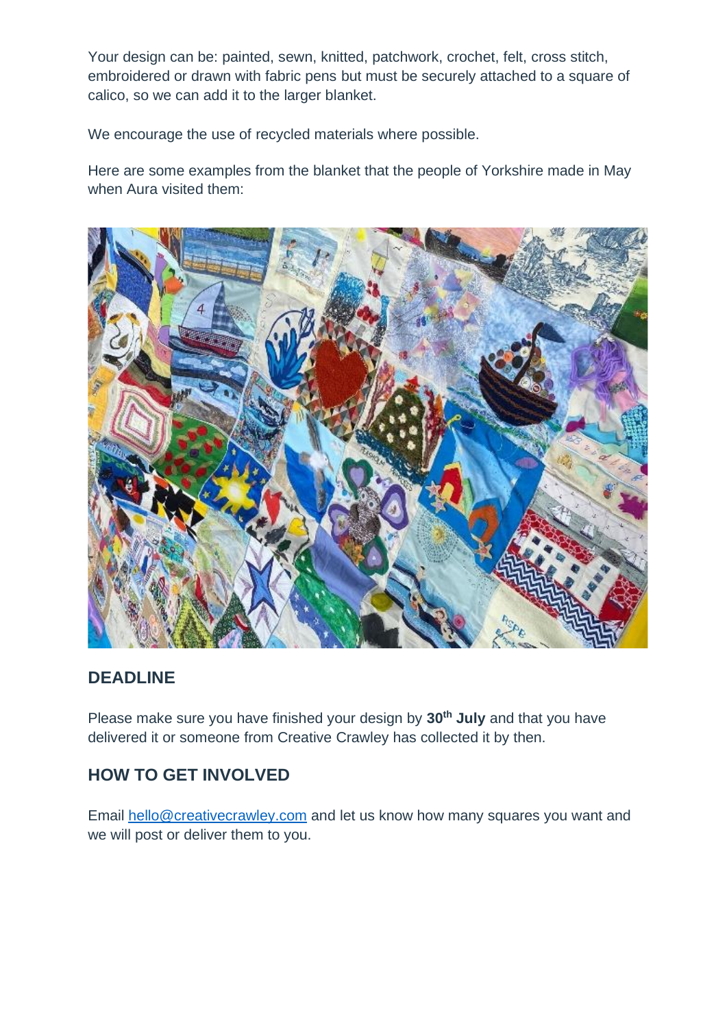Your design can be: painted, sewn, knitted, patchwork, crochet, felt, cross stitch, embroidered or drawn with fabric pens but must be securely attached to a square of calico, so we can add it to the larger blanket.

We encourage the use of recycled materials where possible.

Here are some examples from the blanket that the people of Yorkshire made in May when Aura visited them:

## DEADLINE

Please make sure you have finished your design by **30th July** and that you have delivered it or someone from Creative Crawley has collected it by then.

## HOW TO GET INVOLVED

Email hello@creativecrawley.com and let us know how many squares you want and we will post or deliver them to you.